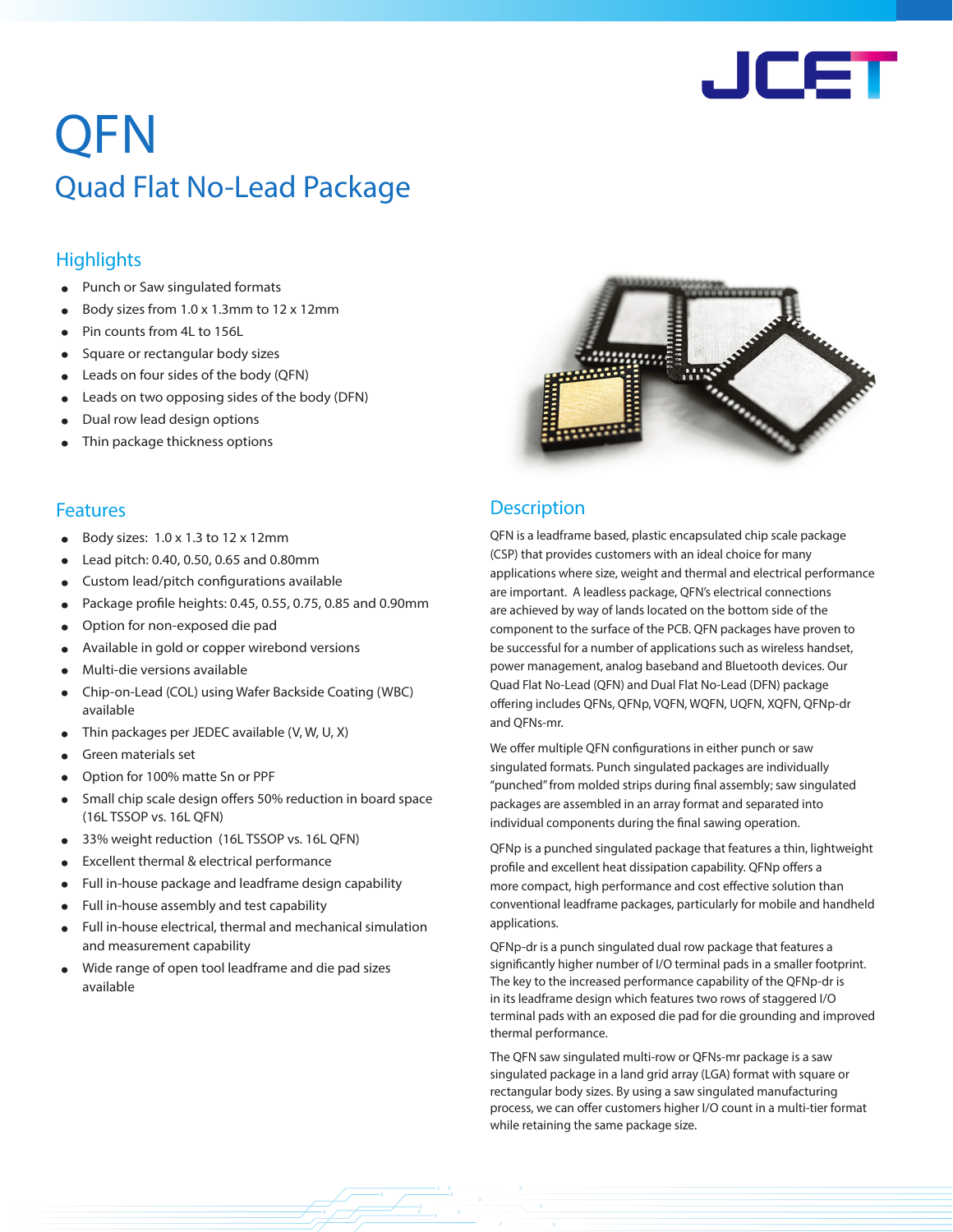# QFN

## Quad Flat No-Lead Package

### Highlights

- Punch or Saw singulated formats
- Body sizes from 1.0 x 1.3mm to 12 x 12mm
- Pin counts from 4L to 156L
- Square or rectangular body sizes
- Leads on four sides of the body (QFN)
- Leads on two opposing sides of the body (DFN)
- Dual row lead design options
- Thin package thickness options

### Features

- Body sizes: 1.0 x 1.3 to 12 x 12mm
- Lead pitch: 0.40, 0.50, 0.65 and 0.80mm
- Custom lead/pitch configurations available
- Package profile heights: 0.45, 0.55, 0.75, 0.85 and 0.90mm
- Option for non-exposed die pad
- Available in gold or copper wirebond versions
- Multi-die versions available
- Chip-on-Lead (COL) using Wafer Backside Coating (WBC) available
- Thin packages per JEDEC available (V, W, U, X)
- Green materials set
- Option for 100% matte Sn or PPF
- Small chip scale design offers 50% reduction in board space (16L TSSOP vs. 16L QFN)
- 33% weight reduction (16L TSSOP vs. 16L QFN)
- Excellent thermal & electrical performance
- Full in-house package and leadframe design capability
- Full in-house assembly and test capability
- Full in-house electrical, thermal and mechanical simulation and measurement capability
- Wide range of open tool leadframe and die pad sizes available

### Description

QFN is a leadframe based, plastic encapsulated chip scale package (CSP) that provides customers with an ideal choice for many applications where size, weight and thermal and electrical performance are important. A leadless package, QFN's electrical connections are achieved by way of lands located on the bottom side of the component to the surface of the PCB. QFN packages have proven to be successful for a number of applications such as wireless handset, power management, analog baseband and Bluetooth devices. Our Quad Flat No-Lead (QFN) and Dual Flat No-Lead (DFN) package offering includes QFNs, QFNp, VQFN, WQFN, UQFN, XQFN, QFNp-dr and QFNs-mr.

We offer multiple QFN configurations in either punch or saw singulated formats. Punch singulated packages are individually "punched" from molded strips during final assembly; saw singulated packages are assembled in an array format and separated into individual components during the final sawing operation.

QFNp is a punched singulated package that features a thin, lightweight profile and excellent heat dissipation capability. QFNp offers a more compact, high performance and cost effective solution than conventional leadframe packages, particularly for mobile and handheld applications.

QFNp-dr is a punch singulated dual row package that features a significantly higher number of I/O terminal pads in a smaller footprint. The key to the increased performance capability of the QFNp-dr is in its leadframe design which features two rows of staggered I/O terminal pads with an exposed die pad for die grounding and improved thermal performance.

The QFN saw singulated multi-row or QFNs-mr package is a saw singulated package in a land grid array (LGA) format with square or rectangular body sizes. By using a saw singulated manufacturing process, we can offer customers higher I/O count in a multi-tier format while retaining the same package size.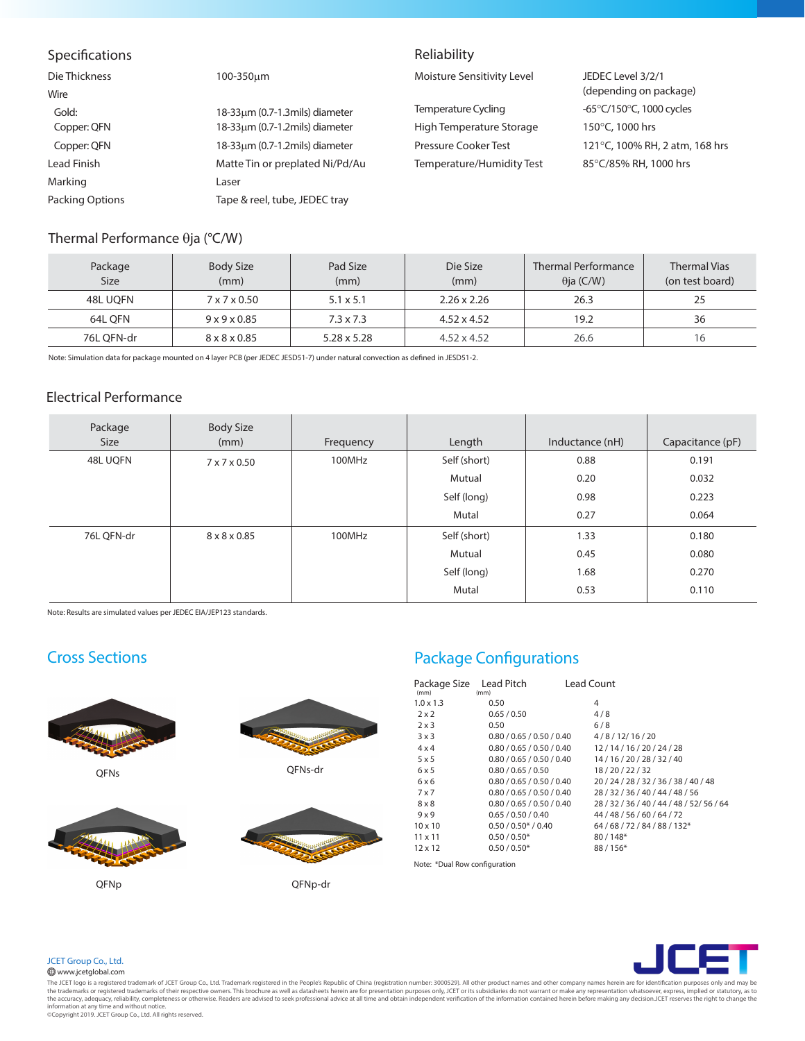## Specifications

| | |
|---|---|
| Die Thickness | 100-350µm |
| Wire | |
| Gold: | 18-33µm (0.7-1.3mils) diameter |
| Copper: QFN | 18-33µm (0.7-1.2mils) diameter |
| Copper: QFN | 18-33µm (0.7-1.2mils) diameter |
| Lead Finish | Matte Tin or preplated Ni/Pd/Au |
| Marking | Laser |
| Packing Options | Tape & reel, tube, JEDEC tray |

## Reliability

| | |
|---|---|
| Moisture Sensitivity Level | JEDEC Level 3/2/1 (depending on package) |
| Temperature Cycling | -65°C/150°C, 1000 cycles |
| High Temperature Storage | 150°C, 1000 hrs |
| Pressure Cooker Test | 121°C, 100% RH, 2 atm, 168 hrs |
| Temperature/Humidity Test | 85°C/85% RH, 1000 hrs |

## Thermal Performance θja (°C/W)

| Package Size | Body Size (mm) | Pad Size (mm) | Die Size (mm) | Thermal Performance θja (C/W) | Thermal Vias (on test board) |
|---|---|---|---|---|---|
| 48L UQFN | 7 x 7 x 0.50 | 5.1 x 5.1 | 2.26 x 2.26 | 26.3 | 25 |
| 64L QFN | 9 x 9 x 0.85 | 7.3 x 7.3 | 4.52 x 4.52 | 19.2 | 36 |
| 76L QFN-dr | 8 x 8 x 0.85 | 5.28 x 5.28 | 4.52 x 4.52 | 26.6 | 16 |

Note: Simulation data for package mounted on 4 layer PCB (per JEDEC JESD51-7) under natural convection as defined in JESD51-2.

## Electrical Performance

| Package Size | Body Size (mm) | Frequency | Length | Inductance (nH) | Capacitance (pF) |
|---|---|---|---|---|---|
| 48L UQFN | 7 x 7 x 0.50 | 100MHz | Self (short) | 0.88 | 0.191 |
| | | | Mutual | 0.20 | 0.032 |
| | | | Self (long) | 0.98 | 0.223 |
| | | | Mutal | 0.27 | 0.064 |
| 76L QFN-dr | 8 x 8 x 0.85 | 100MHz | Self (short) | 1.33 | 0.180 |
| | | | Mutual | 0.45 | 0.080 |
| | | | Self (long) | 1.68 | 0.270 |
| | | | Mutal | 0.53 | 0.110 |

Note: Results are simulated values per JEDEC EIA/JEP123 standards.

## Cross Sections

QFNs

QFNs-dr

QFNp

QFNp-dr

## Package Configurations

| Package Size (mm) | Lead Pitch (mm) | Lead Count |
|---|---|---|
| 1.0 x 1.3 | 0.50 | 4 |
| 2 x 2 | 0.65 / 0.50 | 4 / 8 |
| 2 x 3 | 0.50 | 6 / 8 |
| 3 x 3 | 0.80 / 0.65 / 0.50 / 0.40 | 4 / 8 / 12/ 16 / 20 |
| 4 x 4 | 0.80 / 0.65 / 0.50 / 0.40 | 12 / 14 / 16 / 20 / 24 / 28 |
| 5 x 5 | 0.80 / 0.65 / 0.50 / 0.40 | 14 / 16 / 20 / 28 / 32 / 40 |
| 6 x 5 | 0.80 / 0.65 / 0.50 | 18 / 20 / 22 / 32 |
| 6 x 6 | 0.80 / 0.65 / 0.50 / 0.40 | 20 / 24 / 28 / 32 / 36 / 38 / 40 / 48 |
| 7 x 7 | 0.80 / 0.65 / 0.50 / 0.40 | 28 / 32 / 36 / 40 / 44 / 48 / 56 |
| 8 x 8 | 0.80 / 0.65 / 0.50 / 0.40 | 28 / 32 / 36 / 40 / 44 / 48 / 52/ 56 / 64 |
| 9 x 9 | 0.65 / 0.50 / 0.40 | 44 / 48 / 56 / 60 / 64 / 72 |
| 10 x 10 | 0.50 / 0.50* / 0.40 | 64 / 68 / 72 / 84 / 88 / 132* |
| 11 x 11 | 0.50 / 0.50* | 80 / 148* |
| 12 x 12 | 0.50 / 0.50* | 88 / 156* |

Note: *Dual Row configuration

JCET Group Co., Ltd.
www.jcetglobal.com

The JCET logo is a registered trademark of JCET Group Co., Ltd. Trademark registered in the People's Republic of China (registration number: 3000529). All other product names and other company names herein are for identification purposes only and may be the trademarks or registered trademarks of their respective owners. This brochure as well as datasheets herein are for presentation purposes only. JCET or its subsidiaries do not warrant or make any representation whatsoever, express, implied or statutory, as to the accuracy, adequacy, reliability, completeness or otherwise. Readers are advised to seek professional advice at all time and obtain independent verification of the information contained herein before making any decision.JCET reserves the right to change the information at any time and without notice.
©Copyright 2019. JCET Group Co., Ltd. All rights reserved.